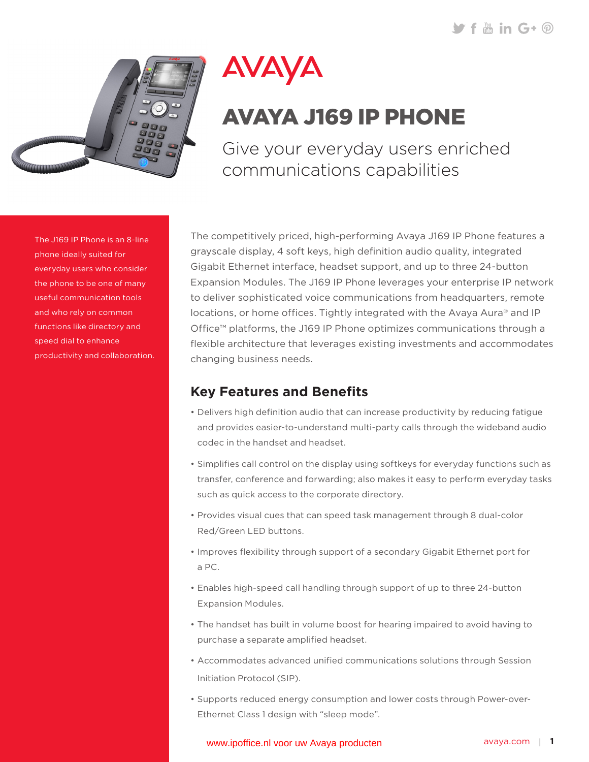AVAYA

# AVAYA J169 IP PHONE

Give your everyday users enriched communications capabilities

The J169 IP Phone is an 8-line phone ideally suited for everyday users who consider the phone to be one of many useful communication tools and who rely on common functions like directory and speed dial to enhance productivity and collaboration.

The competitively priced, high-performing Avaya J169 IP Phone features a grayscale display, 4 soft keys, high definition audio quality, integrated Gigabit Ethernet interface, headset support, and up to three 24-button Expansion Modules. The J169 IP Phone leverages your enterprise IP network to deliver sophisticated voice communications from headquarters, remote locations, or home offices. Tightly integrated with the Avaya Aura® and IP Office™ platforms, the J169 IP Phone optimizes communications through a flexible architecture that leverages existing investments and accommodates changing business needs.

## Key Features and Benefits

- Delivers high definition audio that can increase productivity by reducing fatigue and provides easier-to-understand multi-party calls through the wideband audio codec in the handset and headset.
- Simplifies call control on the display using softkeys for everyday functions such as transfer, conference and forwarding; also makes it easy to perform everyday tasks such as quick access to the corporate directory.
- Provides visual cues that can speed task management through 8 dual-color Red/Green LED buttons.
- Improves flexibility through support of a secondary Gigabit Ethernet port for a PC.
- Enables high-speed call handling through support of up to three 24-button Expansion Modules.
- The handset has built in volume boost for hearing impaired to avoid having to purchase a separate amplified headset.
- Accommodates advanced unified communications solutions through Session Initiation Protocol (SIP).
- Supports reduced energy consumption and lower costs through Power-over-Ethernet Class 1 design with "sleep mode".

www.ipoffice.nl voor uw Avaya producten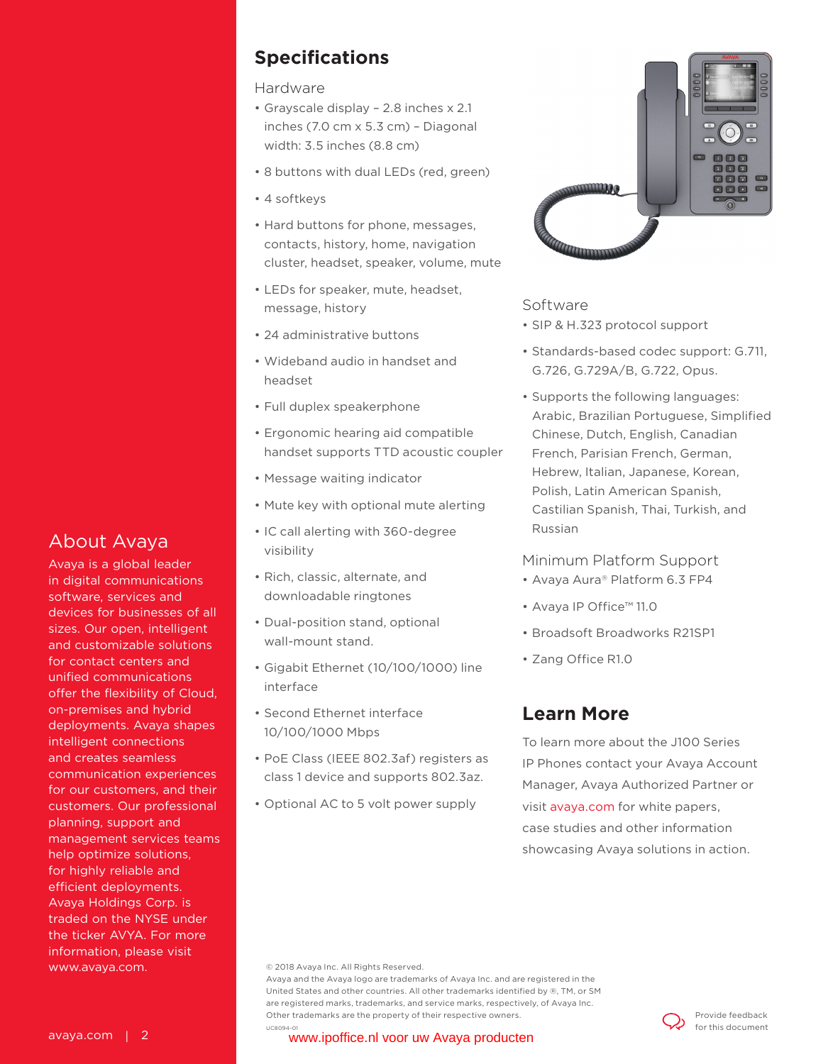## Specifications

### Hardware

- Grayscale display – 2.8 inches x 2.1 inches (7.0 cm x 5.3 cm) – Diagonal width: 3.5 inches (8.8 cm)
- 8 buttons with dual LEDs (red, green)
- 4 softkeys
- Hard buttons for phone, messages, contacts, history, home, navigation cluster, headset, speaker, volume, mute
- LEDs for speaker, mute, headset, message, history
- 24 administrative buttons
- Wideband audio in handset and headset
- Full duplex speakerphone
- Ergonomic hearing aid compatible handset supports TTD acoustic coupler
- Message waiting indicator
- Mute key with optional mute alerting
- IC call alerting with 360-degree visibility
- Rich, classic, alternate, and downloadable ringtones
- Dual-position stand, optional wall-mount stand.
- Gigabit Ethernet (10/100/1000) line interface
- Second Ethernet interface 10/100/1000 Mbps
- PoE Class (IEEE 802.3af) registers as class 1 device and supports 802.3az.
- Optional AC to 5 volt power supply

### Software

- SIP & H.323 protocol support
- Standards-based codec support: G.711, G.726, G.729A/B, G.722, Opus.
- Supports the following languages: Arabic, Brazilian Portuguese, Simplified Chinese, Dutch, English, Canadian French, Parisian French, German, Hebrew, Italian, Japanese, Korean, Polish, Latin American Spanish, Castilian Spanish, Thai, Turkish, and Russian

### Minimum Platform Support

- Avaya Aura® Platform 6.3 FP4
- Avaya IP Office™ 11.0
- Broadsoft Broadworks R21SP1
- Zang Office R1.0

## Learn More

To learn more about the J100 Series IP Phones contact your Avaya Account Manager, Avaya Authorized Partner or visit avaya.com for white papers, case studies and other information showcasing Avaya solutions in action.

## About Avaya

Avaya is a global leader in digital communications software, services and devices for businesses of all sizes. Our open, intelligent and customizable solutions for contact centers and unified communications offer the flexibility of Cloud, on-premises and hybrid deployments. Avaya shapes intelligent connections and creates seamless communication experiences for our customers, and their customers. Our professional planning, support and management services teams help optimize solutions, for highly reliable and efficient deployments. Avaya Holdings Corp. is traded on the NYSE under the ticker AVYA. For more information, please visit www.avaya.com.

© 2018 Avaya Inc. All Rights Reserved.
Avaya and the Avaya logo are trademarks of Avaya Inc. and are registered in the United States and other countries. All other trademarks identified by ®, TM, or SM are registered marks, trademarks, and service marks, respectively, of Avaya Inc. Other trademarks are the property of their respective owners.
UC8094-01

Provide feedback for this document

www.ipoffice.nl voor uw Avaya producten